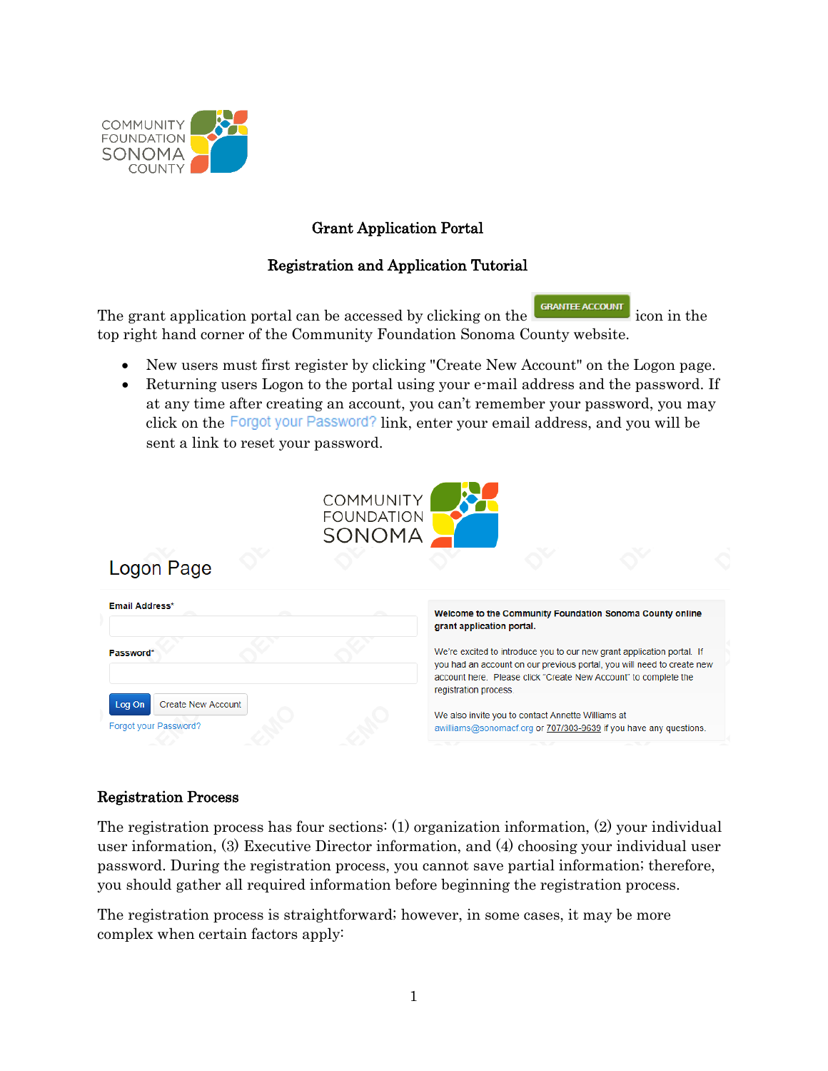COMMUNITY FOUNDATION SONOMA COUNTY

# Grant Application Portal

## Registration and Application Tutorial

The grant application portal can be accessed by clicking on the GRANTEE ACCOUNT icon in the top right hand corner of the Community Foundation Sonoma County website.

- New users must first register by clicking "Create New Account" on the Logon page.
- Returning users Logon to the portal using your e-mail address and the password. If at any time after creating an account, you can't remember your password, you may click on the Forgot your Password? link, enter your email address, and you will be sent a link to reset your password.

COMMUNITY FOUNDATION SONOMA

Logon Page

Email Address*

Password*

Log On | Create New Account

Forgot your Password?

**Welcome to the Community Foundation Sonoma County online grant application portal.**

We're excited to introduce you to our new grant application portal. If you had an account on our previous portal, you will need to create new account here. Please click "Create New Account" to complete the registration process.

We also invite you to contact Annette Williams at awilliams@sonomacf.org or 707/303-9639 if you have any questions.

### Registration Process

The registration process has four sections: (1) organization information, (2) your individual user information, (3) Executive Director information, and (4) choosing your individual user password. During the registration process, you cannot save partial information; therefore, you should gather all required information before beginning the registration process.

The registration process is straightforward; however, in some cases, it may be more complex when certain factors apply: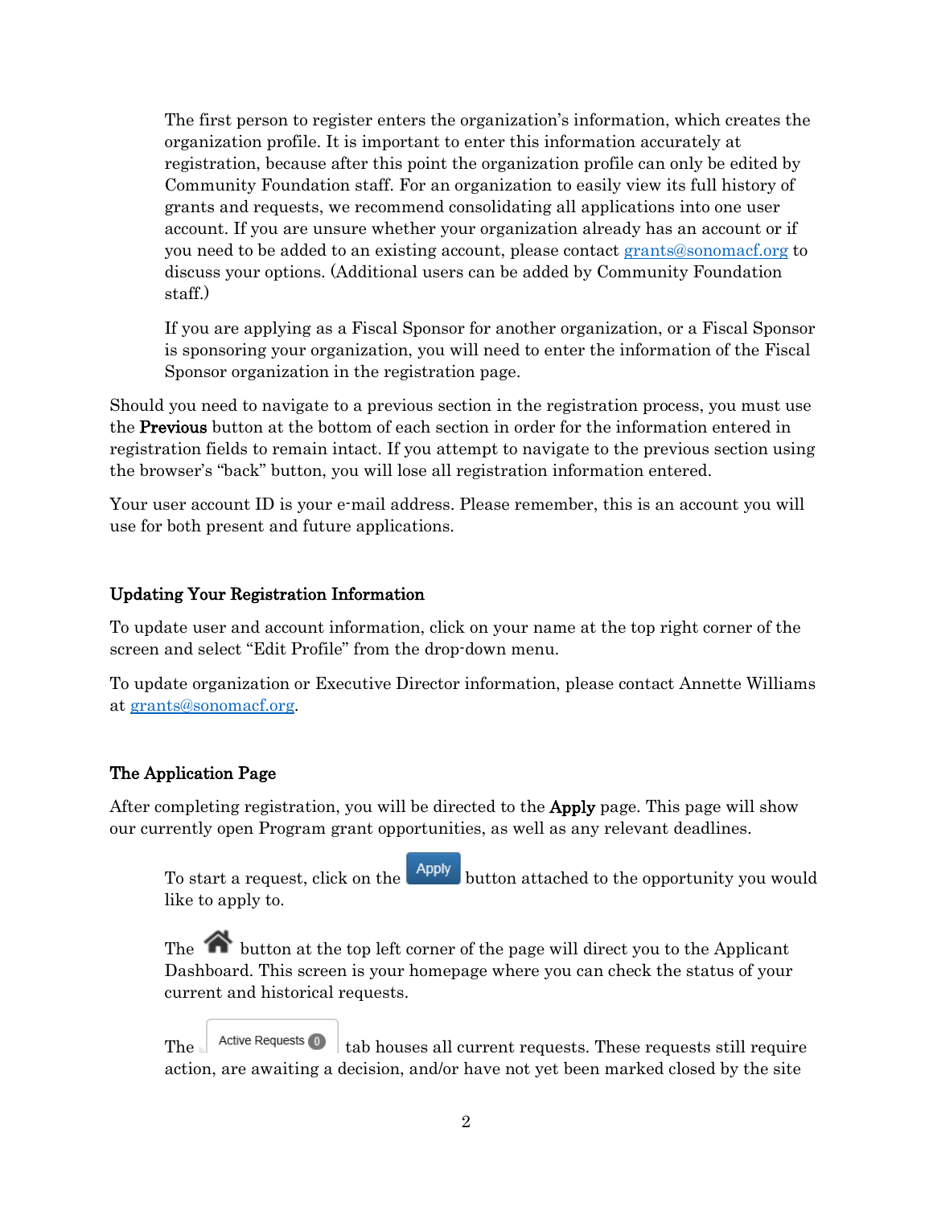The first person to register enters the organization's information, which creates the organization profile. It is important to enter this information accurately at registration, because after this point the organization profile can only be edited by Community Foundation staff. For an organization to easily view its full history of grants and requests, we recommend consolidating all applications into one user account. If you are unsure whether your organization already has an account or if you need to be added to an existing account, please contact grants@sonomacf.org to discuss your options. (Additional users can be added by Community Foundation staff.)

If you are applying as a Fiscal Sponsor for another organization, or a Fiscal Sponsor is sponsoring your organization, you will need to enter the information of the Fiscal Sponsor organization in the registration page.

Should you need to navigate to a previous section in the registration process, you must use the **Previous** button at the bottom of each section in order for the information entered in registration fields to remain intact. If you attempt to navigate to the previous section using the browser's "back" button, you will lose all registration information entered.

Your user account ID is your e-mail address. Please remember, this is an account you will use for both present and future applications.

### Updating Your Registration Information

To update user and account information, click on your name at the top right corner of the screen and select "Edit Profile" from the drop-down menu.

To update organization or Executive Director information, please contact Annette Williams at grants@sonomacf.org.

### The Application Page

After completing registration, you will be directed to the **Apply** page. This page will show our currently open Program grant opportunities, as well as any relevant deadlines.

To start a request, click on the Apply button attached to the opportunity you would like to apply to.

The button at the top left corner of the page will direct you to the Applicant Dashboard. This screen is your homepage where you can check the status of your current and historical requests.

The Active Requests 0 tab houses all current requests. These requests still require action, are awaiting a decision, and/or have not yet been marked closed by the site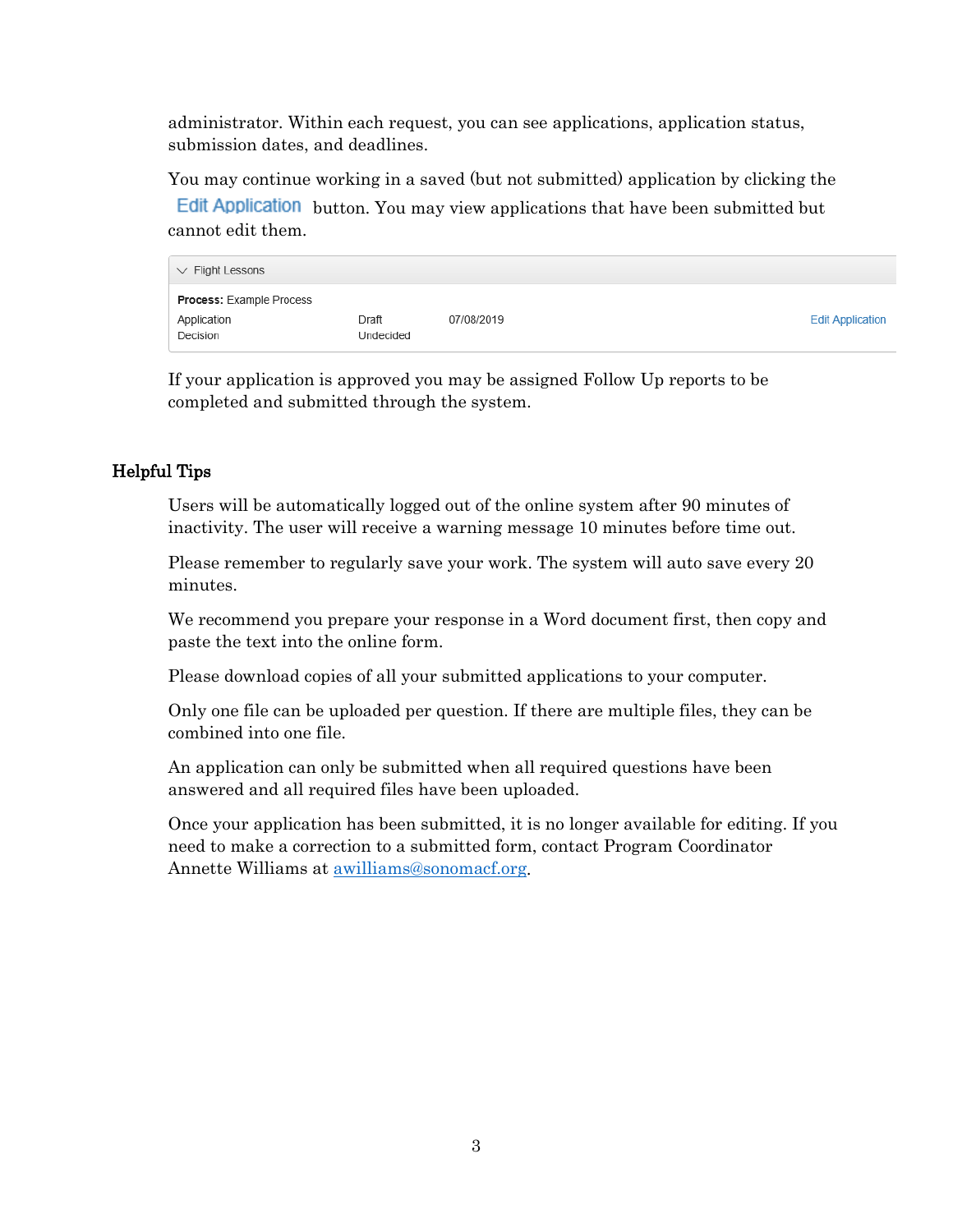administrator. Within each request, you can see applications, application status, submission dates, and deadlines.

You may continue working in a saved (but not submitted) application by clicking the **Edit Application** button. You may view applications that have been submitted but cannot edit them.

| | | | |
|---|---|---|---|
| Flight Lessons | | | |
| **Process:** Example Process | | | |
| Application | Draft | 07/08/2019 | Edit Application |
| Decision | Undecided | | |

If your application is approved you may be assigned Follow Up reports to be completed and submitted through the system.

## Helpful Tips

Users will be automatically logged out of the online system after 90 minutes of inactivity. The user will receive a warning message 10 minutes before time out.

Please remember to regularly save your work. The system will auto save every 20 minutes.

We recommend you prepare your response in a Word document first, then copy and paste the text into the online form.

Please download copies of all your submitted applications to your computer.

Only one file can be uploaded per question. If there are multiple files, they can be combined into one file.

An application can only be submitted when all required questions have been answered and all required files have been uploaded.

Once your application has been submitted, it is no longer available for editing. If you need to make a correction to a submitted form, contact Program Coordinator Annette Williams at [awilliams@sonomacf.org](mailto:awilliams@sonomacf.org).